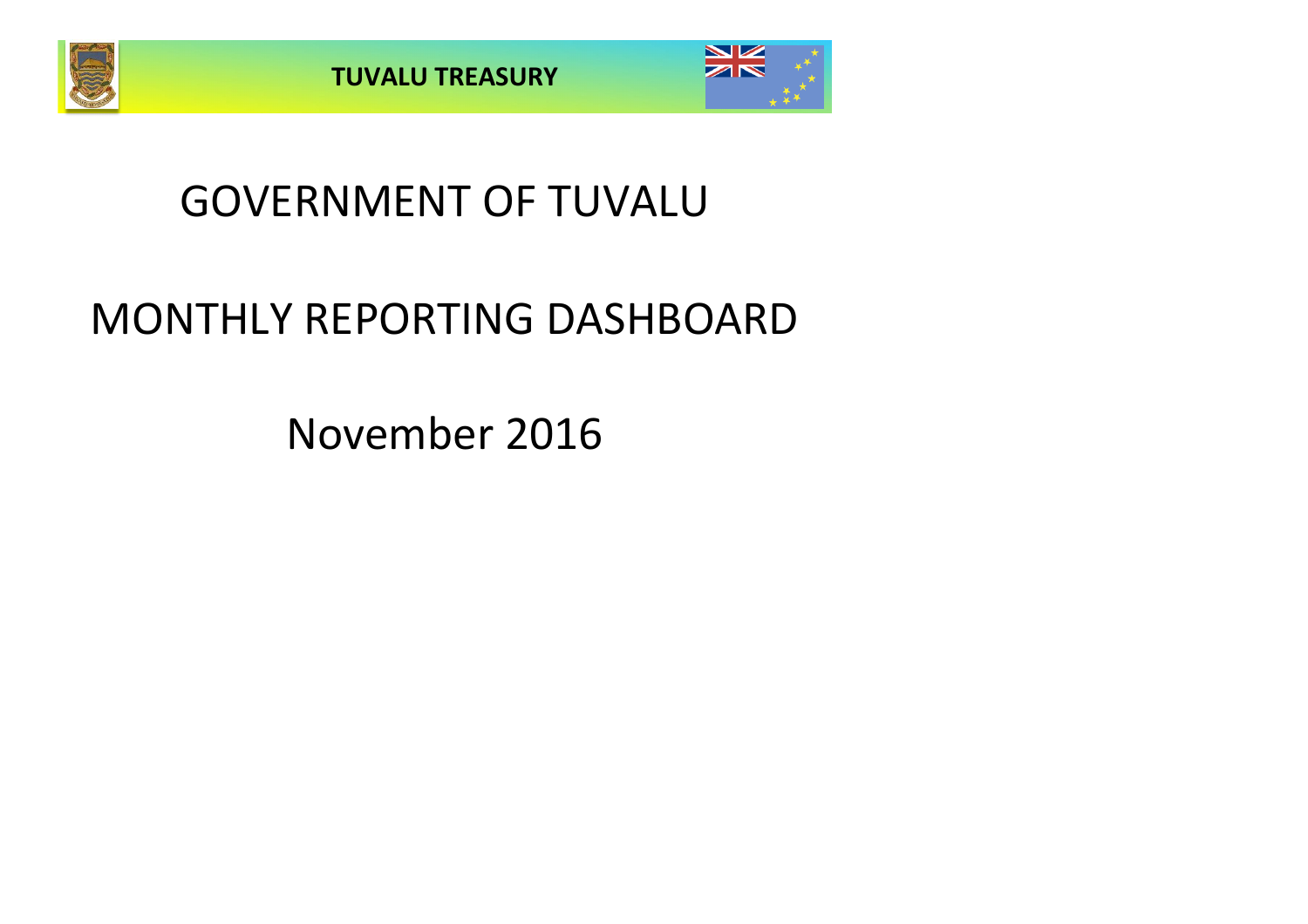**TUVALU TREASURY**

# GOVERNMENT OF TUVALU

# MONTHLY REPORTING DASHBOARD

## November 2016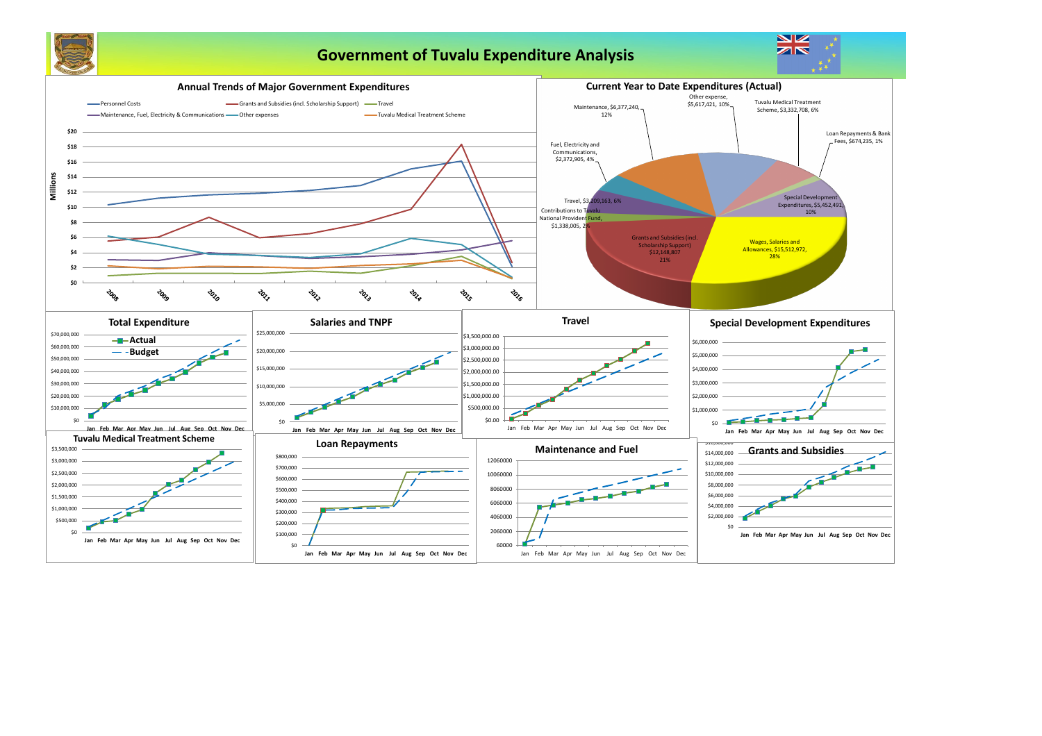# Government of Tuvalu Expenditure Analysis

## Annual Trends of Major Government Expenditures

Personnel Costs — Grants and Subsidies (incl. Scholarship Support) — Travel — Maintenance, Fuel, Electricity & Communications — Other expenses — Tuvalu Medical Treatment Scheme

Millions

$0 $2 $4 $6 $8 $10 $12 $14 $16 $18 $20

2008 2009 2010 2011 2012 2013 2014 2015 2016

## Current Year to Date Expenditures (Actual)

- Wages, Salaries and Allowances, $15,512,972, 28%
- Grants and Subsidies (incl. Scholarship Support) $12,148,807 21%
- Contributions to Tuvalu National Provident Fund, $1,338,005, 2%
- Travel, $3,209,163, 6%
- Fuel, Electricity and Communications, $2,372,905, 4%
- Maintenance, $6,377,240, 12%
- Other expense, $5,617,421, 10%
- Tuvalu Medical Treatment Scheme, $3,332,708, 6%
- Loan Repayments & Bank Fees, $674,235, 1%
- Special Development Expenditures, $5,452,491, 10%

## Total Expenditure

Actual — Budget

## Salaries and TNPF

## Travel

## Special Development Expenditures

## Tuvalu Medical Treatment Scheme

## Loan Repayments

## Maintenance and Fuel

## Grants and Subsidies

Jan Feb Mar Apr May Jun Jul Aug Sep Oct Nov Dec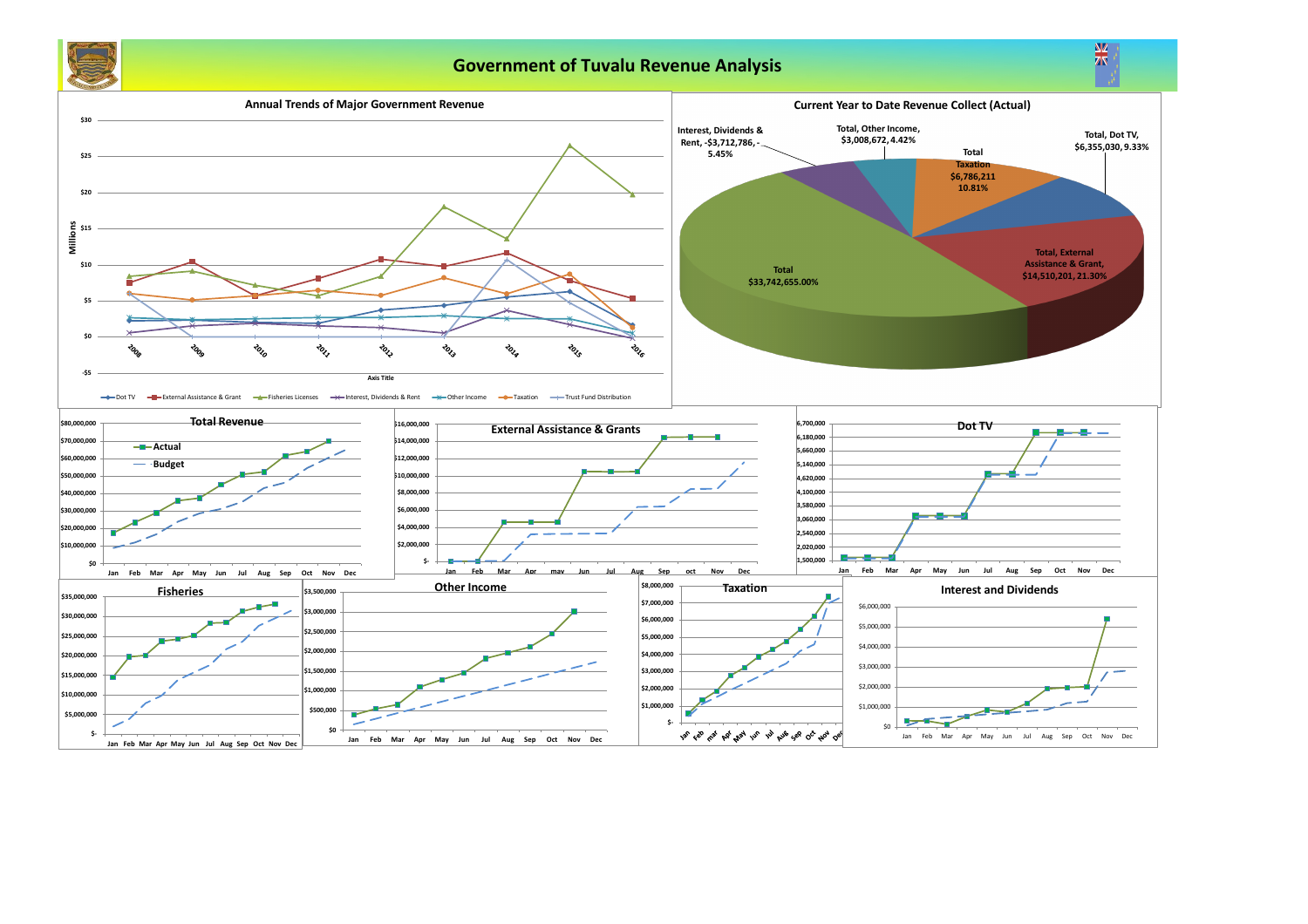# Government of Tuvalu Revenue Analysis

## Annual Trends of Major Government Revenue

Millions

$30, $25, $20, $15, $10, $5, $0, -$5

2008, 2009, 2010, 2011, 2012, 2013, 2014, 2015, 2016

Axis Title

Dot TV, External Assistance & Grant, Fisheries Licenses, Interest, Dividends & Rent, Other Income, Taxation, Trust Fund Distribution

## Current Year to Date Revenue Collect (Actual)

- Interest, Dividends & Rent, -$3,712,786, - 5.45%
- Total, Other Income, $3,008,672, 4.42%
- Total Taxation $6,786,211 10.81%
- Total, Dot TV, $6,355,030, 9.33%
- Total, External Assistance & Grant, $14,510,201, 21.30%
- Total $33,742,655.00%

## Total Revenue

Actual

Budget

$80,000,000, $70,000,000, $60,000,000, $50,000,000, $40,000,000, $30,000,000, $20,000,000, $10,000,000, $0

Jan, Feb, Mar, Apr, May, Jun, Jul, Aug, Sep, Oct, Nov, Dec

## External Assistance & Grants

$16,000,000, $14,000,000, $12,000,000, $10,000,000, $8,000,000, $6,000,000, $4,000,000, $2,000,000, $-

Jan, Feb, Mar, Apr, may, Jun, Jul, Aug, Sep, oct, Nov, Dec

## Dot TV

6,700,000, 6,180,000, 5,660,000, 5,140,000, 4,620,000, 4,100,000, 3,580,000, 3,060,000, 2,540,000, 2,020,000, 1,500,000

Jan, Feb, Mar, Apr, May, Jun, Jul, Aug, Sep, Oct, Nov, Dec

## Fisheries

$35,000,000, $30,000,000, $25,000,000, $20,000,000, $15,000,000, $10,000,000, $5,000,000, $-

Jan, Feb, Mar, Apr, May, Jun, Jul, Aug, Sep, Oct, Nov, Dec

## Other Income

$3,500,000, $3,000,000, $2,500,000, $2,000,000, $1,500,000, $1,000,000, $500,000, $0

Jan, Feb, Mar, Apr, May, Jun, Jul, Aug, Sep, Oct, Nov, Dec

## Taxation

$8,000,000, $7,000,000, $6,000,000, $5,000,000, $4,000,000, $3,000,000, $2,000,000, $1,000,000, $-

Jan, Feb, mar, Apr, May, Jun, Jul, Aug, Sep, Oct, Nov, Dec

## Interest and Dividends

$6,000,000, $5,000,000, $4,000,000, $3,000,000, $2,000,000, $1,000,000, $0

Jan, Feb, Mar, Apr, May, Jun, Jul, Aug, Sep, Oct, Nov, Dec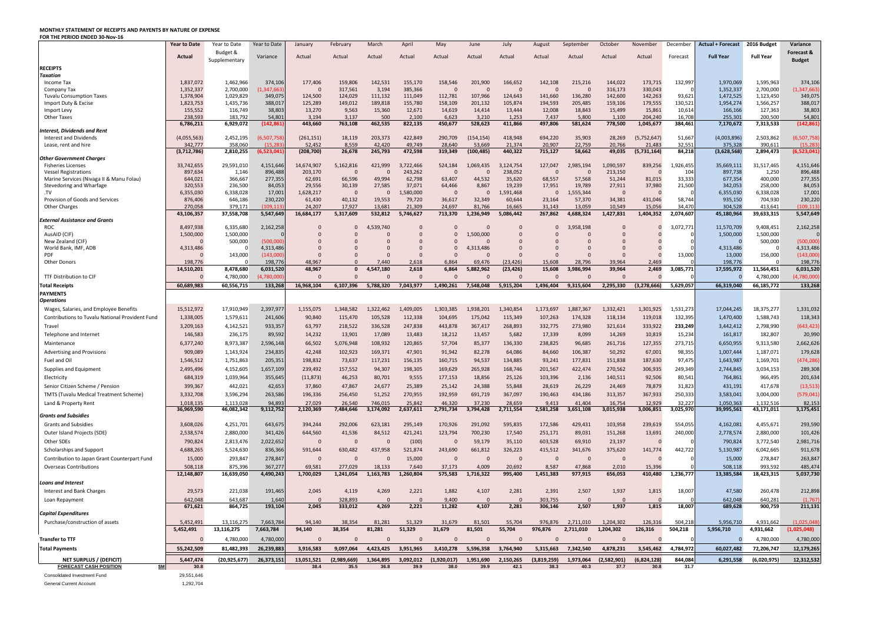**MONTHLY STATEMENT OF RECEIPTS AND PAYENTS BY NATURE OF EXPENSE**
**FOR THE PERIOD ENDED 30-Nov-16**

| | Year to Date | Year to Date | Year to Date | January | February | March | April | May | June | July | August | September | October | November | December | Actual + Forecast | 2016 Budget | Variance |
|---|---|---|---|---|---|---|---|---|---|---|---|---|---|---|---|---|---|---|
| | Actual | Budget & Supplementary | Variance | Actual | Actual | Actual | Actual | Actual | Actual | Actual | Actual | Actual | Actual | Actual | Forecast | Full Year | Full Year | Forecast & Budget |
| **RECEIPTS** | | | | | | | | | | | | | | | | | | |
| ***Taxation*** | | | | | | | | | | | | | | | | | | |
| Income Tax | 1,837,072 | 1,462,966 | 374,106 | 177,406 | 159,806 | 142,531 | 155,170 | 158,546 | 201,900 | 166,652 | 142,108 | 215,216 | 144,022 | 173,715 | 132,997 | 1,970,069 | 1,595,963 | 374,106 |
| Company Tax | 1,352,337 | 2,700,000 | (1,347,663) | 0 | 317,561 | 3,194 | 385,366 | 0 | 0 | 0 | 0 | 0 | 316,173 | 330,043 | 0 | 1,352,337 | 2,700,000 | (1,347,663) |
| Tuvalu Consumption Taxes | 1,378,904 | 1,029,829 | 349,075 | 124,500 | 124,029 | 111,132 | 111,049 | 112,781 | 107,966 | 124,643 | 141,660 | 136,280 | 142,600 | 142,263 | 93,621 | 1,472,525 | 1,123,450 | 349,075 |
| Import Duty & Excise | 1,823,753 | 1,435,736 | 388,017 | 125,289 | 149,012 | 189,818 | 155,780 | 158,109 | 201,132 | 105,874 | 194,593 | 205,485 | 159,106 | 179,555 | 130,521 | 1,954,274 | 1,566,257 | 388,017 |
| Import Levy | 155,552 | 116,749 | 38,803 | 13,270 | 9,563 | 15,360 | 12,671 | 14,619 | 14,414 | 13,444 | 12,008 | 18,843 | 15,499 | 15,861 | 10,614 | 166,166 | 127,363 | 38,803 |
| Other Taxes | 238,593 | 183,792 | 54,801 | 3,194 | 3,137 | 500 | 2,100 | 6,623 | 3,210 | 1,253 | 7,437 | 5,800 | 1,100 | 204,240 | 16,708 | 255,301 | 200,500 | 54,801 |
| | 6,786,211 | 6,929,072 | (142,861) | 443,660 | 763,108 | 462,535 | 822,135 | 450,677 | 528,623 | 411,866 | 497,806 | 581,624 | 778,500 | 1,045,677 | 384,461 | 7,170,672 | 7,313,533 | (142,861) |
| ***Interest, Dividends and Rent*** | | | | | | | | | | | | | | | | | | |
| Interest and Dividends | (4,055,563) | 2,452,195 | (6,507,758) | (261,151) | 18,119 | 203,373 | 422,849 | 290,709 | (154,154) | 418,948 | 694,220 | 35,903 | 28,269 | (5,752,647) | 51,667 | (4,003,896) | 2,503,862 | (6,507,758) |
| Lease, rent and hire | 342,777 | 358,060 | (15,283) | 52,452 | 8,559 | 42,420 | 49,749 | 28,640 | 53,669 | 21,374 | 20,907 | 22,759 | 20,766 | 21,483 | 32,551 | 375,328 | 390,611 | (15,283) |
| | (3,712,786) | 2,810,255 | (6,523,041) | (208,700) | 26,678 | 245,793 | 472,598 | 319,349 | (100,485) | 440,322 | 715,127 | 58,662 | 49,035 | (5,731,164) | 84,218 | (3,628,568) | 2,894,473 | (6,523,041) |
| ***Other Government Charges*** | | | | | | | | | | | | | | | | | | |
| Fisheries Licenses | 33,742,655 | 29,591,010 | 4,151,646 | 14,674,907 | 5,162,816 | 421,999 | 3,722,466 | 524,184 | 1,069,435 | 3,124,754 | 127,047 | 2,985,194 | 1,090,597 | 839,256 | 1,926,455 | 35,669,111 | 31,517,465 | 4,151,646 |
| Vessel Registrations | 897,634 | 1,146 | 896,488 | 203,170 | 0 | 0 | 243,262 | 0 | 0 | 238,052 | 0 | 0 | 213,150 | 0 | 104 | 897,738 | 1,250 | 896,488 |
| Marine Services (Nivaga II & Manu Folau) | 644,021 | 366,667 | 277,355 | 62,691 | 66,596 | 49,994 | 62,798 | 63,407 | 44,532 | 35,620 | 68,557 | 57,568 | 51,244 | 81,015 | 33,333 | 677,354 | 400,000 | 277,355 |
| Stevedoring and Wharfage | 320,553 | 236,500 | 84,053 | 29,556 | 30,139 | 27,585 | 37,071 | 64,466 | 8,867 | 19,239 | 17,951 | 19,789 | 27,911 | 37,980 | 21,500 | 342,053 | 258,000 | 84,053 |
| .TV | 6,355,030 | 6,338,028 | 17,001 | 1,628,217 | 0 | 0 | 1,580,000 | 0 | 0 | 1,591,468 | 0 | 1,555,344 | 0 | 0 | 0 | 6,355,030 | 6,338,028 | 17,001 |
| Provision of Goods and Services | 876,406 | 646,186 | 230,220 | 61,430 | 40,132 | 19,553 | 79,720 | 36,617 | 32,349 | 60,644 | 23,164 | 57,370 | 34,381 | 431,046 | 58,744 | 935,150 | 704,930 | 230,220 |
| Other Charges | 270,058 | 379,171 | (109,113) | 24,207 | 17,927 | 13,681 | 21,309 | 24,697 | 81,766 | 16,665 | 31,143 | 13,059 | 10,549 | 15,056 | 34,470 | 304,528 | 413,641 | (109,113) |
| | 43,106,357 | 37,558,708 | 5,547,649 | 16,684,177 | 5,317,609 | 532,812 | 5,746,627 | 713,370 | 1,236,949 | 5,086,442 | 267,862 | 4,688,324 | 1,427,831 | 1,404,352 | 2,074,607 | 45,180,964 | 39,633,315 | 5,547,649 |
| ***External Assistance and Grants*** | | | | | | | | | | | | | | | | | | |
| ROC | 8,497,938 | 6,335,680 | 2,162,258 | 0 | 0 | 4,539,740 | 0 | 0 | 0 | 0 | 0 | 3,958,198 | 0 | 0 | 3,072,771 | 11,570,709 | 9,408,451 | 2,162,258 |
| AusAID (CIF) | 1,500,000 | 1,500,000 | 0 | 0 | 0 | 0 | 0 | 0 | 1,500,000 | 0 | 0 | 0 | 0 | 0 | 0 | 1,500,000 | 1,500,000 | 0 |
| New Zealand (CIF) | 0 | 500,000 | (500,000) | 0 | 0 | 0 | 0 | 0 | 0 | 0 | 0 | 0 | 0 | 0 | 0 | 0 | 500,000 | (500,000) |
| World Bank, IMF, ADB | 4,313,486 | 0 | 4,313,486 | 0 | 0 | 0 | 0 | 0 | 4,313,486 | 0 | 0 | 0 | 0 | 0 | 0 | 4,313,486 | 0 | 4,313,486 |
| PDF | 0 | 143,000 | (143,000) | 0 | 0 | 0 | 0 | 0 | 0 | 0 | 0 | 0 | 0 | 0 | 13,000 | 13,000 | 156,000 | (143,000) |
| Other Donors | 198,776 | 0 | 198,776 | 48,967 | 0 | 7,440 | 2,618 | 6,864 | 69,476 | (23,426) | 15,608 | 28,796 | 39,964 | 2,469 | 0 | 198,776 | 0 | 198,776 |
| | 14,510,201 | 8,478,680 | 6,031,520 | 48,967 | 0 | 4,547,180 | 2,618 | 6,864 | 5,882,962 | (23,426) | 15,608 | 3,986,994 | 39,964 | 2,469 | 3,085,771 | 17,595,972 | 11,564,451 | 6,031,520 |
| TTF Distribution to CIF | 0 | 4,780,000 | (4,780,000) | 0 | 0 | 0 | 0 | 0 | 0 | 0 | 0 | 0 | 0 | 0 | 0 | 0 | 4,780,000 | (4,780,000) |
| **Total Receipts** | 60,689,983 | 60,556,715 | 133,268 | 16,968,104 | 6,107,396 | 5,788,320 | 7,043,977 | 1,490,261 | 7,548,048 | 5,915,204 | 1,496,404 | 9,315,604 | 2,295,330 | (3,278,666) | 5,629,057 | 66,319,040 | 66,185,772 | 133,268 |
| **PAYMENTS** | | | | | | | | | | | | | | | | | | |
| ***Operations*** | | | | | | | | | | | | | | | | | | |
| Wages, Salaries, and Employee Benefits | 15,512,972 | 17,910,949 | 2,397,977 | 1,155,075 | 1,348,582 | 1,322,462 | 1,409,005 | 1,303,385 | 1,938,201 | 1,340,854 | 1,173,697 | 1,887,367 | 1,332,421 | 1,301,925 | 1,531,273 | 17,044,245 | 18,375,277 | 1,331,032 |
| Contributions to Tuvalu National Provident Fund | 1,338,005 | 1,579,611 | 241,606 | 90,840 | 115,470 | 105,528 | 112,338 | 104,695 | 175,042 | 115,349 | 107,263 | 174,328 | 118,134 | 119,018 | 132,395 | 1,470,400 | 1,588,743 | 118,343 |
| Travel | 3,209,163 | 4,142,521 | 933,357 | 63,797 | 218,522 | 336,528 | 247,838 | 443,878 | 367,417 | 268,893 | 332,775 | 273,980 | 321,614 | 333,922 | 233,249 | 3,442,412 | 2,798,990 | (643,423) |
| Telephone and Internet | 146,583 | 236,175 | 89,592 | 14,232 | 13,901 | 17,089 | 13,483 | 18,212 | 13,457 | 5,682 | 17,339 | 8,099 | 14,269 | 10,819 | 15,234 | 161,817 | 182,807 | 20,990 |
| Maintenance | 6,377,240 | 8,973,387 | 2,596,148 | 66,502 | 5,076,948 | 108,932 | 120,865 | 57,704 | 85,377 | 136,330 | 238,825 | 96,685 | 261,716 | 127,355 | 273,715 | 6,650,955 | 9,313,580 | 2,662,626 |
| Advertising and Provisions | 909,089 | 1,143,924 | 234,835 | 42,248 | 102,923 | 169,371 | 47,901 | 91,942 | 82,278 | 64,086 | 84,660 | 106,387 | 50,292 | 67,001 | 98,355 | 1,007,444 | 1,187,071 | 179,628 |
| Fuel and Oil | 1,546,512 | 1,751,863 | 205,351 | 198,832 | 73,637 | 117,231 | 156,135 | 160,715 | 94,537 | 134,885 | 93,241 | 177,831 | 151,838 | 187,630 | 97,475 | 1,643,987 | 1,169,701 | (474,286) |
| Supplies and Equipment | 2,495,496 | 4,152,605 | 1,657,109 | 239,492 | 157,552 | 94,307 | 198,305 | 169,629 | 265,928 | 168,746 | 201,567 | 422,474 | 270,562 | 306,935 | 249,349 | 2,744,845 | 3,034,153 | 289,308 |
| Electricity | 684,319 | 1,039,964 | 355,645 | (11,873) | 46,253 | 80,701 | 9,555 | 177,153 | 18,856 | 25,126 | 103,396 | 2,136 | 140,511 | 92,506 | 80,541 | 764,861 | 966,495 | 201,634 |
| Senior Citizen Scheme / Pension | 399,367 | 442,021 | 42,653 | 37,860 | 47,867 | 24,677 | 25,389 | 25,142 | 24,388 | 55,848 | 28,619 | 26,229 | 24,469 | 78,879 | 31,823 | 431,191 | 417,678 | (13,513) |
| TMTS (Tuvalu Medical Treatment Scheme) | 3,332,708 | 3,596,294 | 263,586 | 196,336 | 256,450 | 51,252 | 270,955 | 192,959 | 691,719 | 367,097 | 190,463 | 434,186 | 313,357 | 367,933 | 250,333 | 3,583,041 | 3,004,000 | (579,041) |
| Land & Property Rent | 1,018,135 | 1,113,028 | 94,893 | 27,029 | 26,540 | 746,015 | 25,842 | 46,320 | 37,230 | 28,659 | 9,413 | 41,404 | 16,754 | 12,929 | 32,227 | 1,050,363 | 1,132,516 | 82,153 |
| | 36,969,590 | 46,082,342 | 9,112,752 | 2,120,369 | 7,484,646 | 3,174,092 | 2,637,611 | 2,791,734 | 3,794,428 | 2,711,554 | 2,581,258 | 3,651,108 | 3,015,938 | 3,006,851 | 3,025,970 | 39,995,561 | 43,171,011 | 3,175,451 |
| ***Grants and Subsidies*** | | | | | | | | | | | | | | | | | | |
| Grants and Subsidies | 3,608,026 | 4,251,701 | 643,675 | 394,244 | 292,006 | 623,181 | 295,149 | 170,926 | 291,092 | 595,835 | 172,586 | 429,431 | 103,958 | 239,619 | 554,055 | 4,162,081 | 4,455,671 | 293,590 |
| Outer Island Projects (SDE) | 2,538,574 | 2,880,000 | 341,426 | 644,560 | 41,536 | 84,512 | 421,241 | 123,794 | 700,230 | 17,540 | 251,171 | 89,031 | 151,268 | 13,691 | 240,000 | 2,778,574 | 2,880,000 | 101,426 |
| Other SDEs | 790,824 | 2,813,476 | 2,022,652 | 0 | 0 | 0 | (100) | 0 | 59,179 | 35,110 | 603,528 | 69,910 | 23,197 | 0 | 0 | 790,824 | 3,772,540 | 2,981,716 |
| Scholarships and Support | 4,688,265 | 5,524,630 | 836,366 | 591,644 | 630,482 | 437,958 | 521,874 | 243,690 | 661,812 | 326,223 | 415,512 | 341,676 | 375,620 | 141,774 | 442,722 | 5,130,987 | 6,042,665 | 911,678 |
| Contribution to Japan Grant Counterpart Fund | 15,000 | 293,847 | 278,847 | 0 | 0 | 0 | 15,000 | 0 | 0 | 0 | 0 | 0 | 0 | 0 | 0 | 15,000 | 278,847 | 263,847 |
| Overseas Contributions | 508,118 | 875,396 | 367,277 | 69,581 | 277,029 | 18,133 | 7,640 | 37,173 | 4,009 | 20,692 | 8,587 | 47,868 | 2,010 | 15,396 | 0 | 508,118 | 993,592 | 485,474 |
| | 12,148,807 | 16,639,050 | 4,490,243 | 1,700,029 | 1,241,054 | 1,163,783 | 1,260,804 | 575,583 | 1,716,322 | 995,400 | 1,451,383 | 977,915 | 656,053 | 410,480 | 1,236,777 | 13,385,584 | 18,423,315 | 5,037,730 |
| ***Loans and Interest*** | | | | | | | | | | | | | | | | | | |
| Interest and Bank Charges | 29,573 | 221,038 | 191,465 | 2,045 | 4,119 | 4,269 | 2,221 | 1,882 | 4,107 | 2,281 | 2,391 | 2,507 | 1,937 | 1,815 | 18,007 | 47,580 | 260,478 | 212,898 |
| Loan Repayment | 642,048 | 643,687 | 1,640 | 0 | 328,893 | 0 | 0 | 9,400 | 0 | 0 | 303,755 | 0 | 0 | 0 | 0 | 642,048 | 640,281 | (1,767) |
| | 671,621 | 864,725 | 193,104 | 2,045 | 333,012 | 4,269 | 2,221 | 11,282 | 4,107 | 2,281 | 306,146 | 2,507 | 1,937 | 1,815 | 18,007 | 689,628 | 900,759 | 211,131 |
| ***Capital Expenditures*** | | | | | | | | | | | | | | | | | | |
| Purchase/construction of assets | 5,452,491 | 13,116,275 | 7,663,784 | 94,140 | 38,354 | 81,281 | 51,329 | 31,679 | 81,501 | 55,704 | 976,876 | 2,711,010 | 1,204,302 | 126,316 | 504,218 | 5,956,710 | 4,931,662 | (1,025,048) |
| | 5,452,491 | 13,116,275 | 7,663,784 | 94,140 | 38,354 | 81,281 | 51,329 | 31,679 | 81,501 | 55,704 | 976,876 | 2,711,010 | 1,204,302 | 126,316 | 504,218 | 5,956,710 | 4,931,662 | (1,025,048) |
| **Transfer to TTF** | 0 | 4,780,000 | 4,780,000 | 0 | 0 | 0 | 0 | 0 | 0 | 0 | 0 | 0 | 0 | 0 | 0 | 0 | 4,780,000 | 4,780,000 |
| **Total Payments** | 55,242,509 | 81,482,393 | 26,239,883 | 3,916,583 | 9,097,064 | 4,423,425 | 3,951,965 | 3,410,278 | 5,596,358 | 3,764,940 | 5,315,663 | 7,342,540 | 4,878,231 | 3,545,462 | 4,784,972 | 60,027,482 | 72,206,747 | 12,179,265 |
| **NET SURPLUS / (DEFICIT)** | 5,447,474 | (20,925,677) | 26,373,151 | 13,051,521 | (2,989,669) | 1,364,895 | 3,092,012 | (1,920,017) | 1,951,690 | 2,150,265 | (3,819,259) | 1,973,064 | (2,582,901) | (6,824,128) | 844,084 | 6,291,558 | (6,020,975) | 12,312,532 |
| **FORECAST CASH POSITION** $M | 30.8 | | | 38.4 | 35.5 | 36.8 | 39.9 | 38.0 | 39.9 | 42.1 | 38.3 | 40.3 | 37.7 | 30.8 | 31.7 | | | |

Consolidated Investment Fund 29,551,646

General Current Account 1,292,704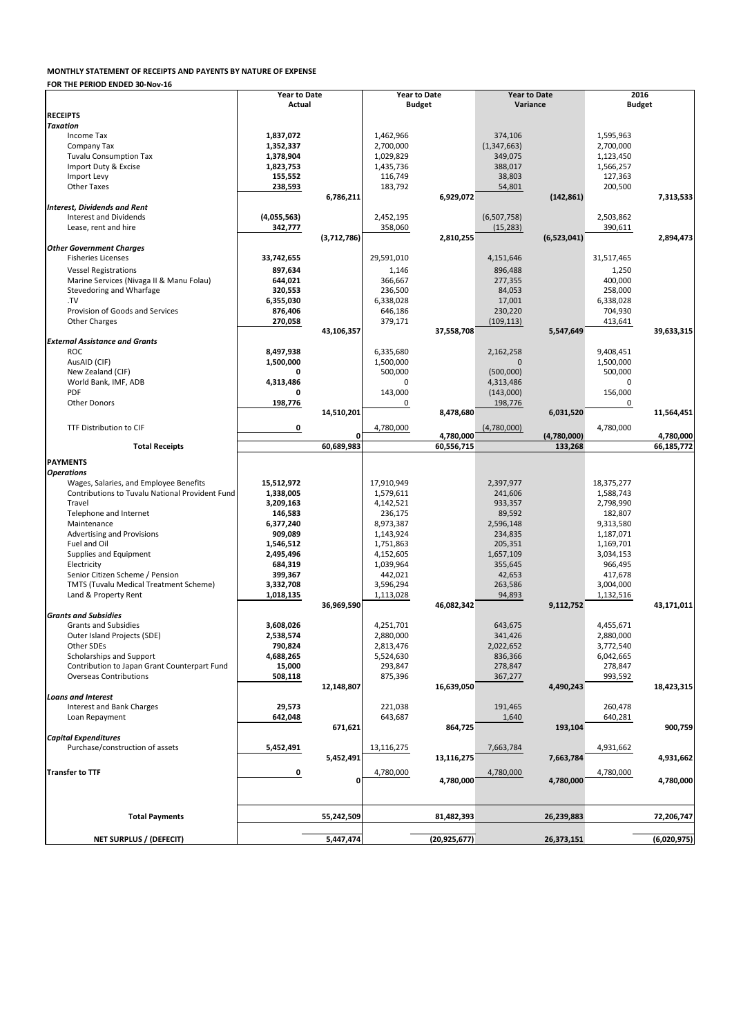**MONTHLY STATEMENT OF RECEIPTS AND PAYENTS BY NATURE OF EXPENSE**

**FOR THE PERIOD ENDED 30-Nov-16**

| | Year to Date Actual | | Year to Date Budget | | Year to Date Variance | | 2016 Budget | |
|---|---|---|---|---|---|---|---|---|
| **RECEIPTS** | | | | | | | | |
| ***Taxation*** | | | | | | | | |
| Income Tax | **1,837,072** | | 1,462,966 | | 374,106 | | 1,595,963 | |
| Company Tax | **1,352,337** | | 2,700,000 | | (1,347,663) | | 2,700,000 | |
| Tuvalu Consumption Tax | **1,378,904** | | 1,029,829 | | 349,075 | | 1,123,450 | |
| Import Duty & Excise | **1,823,753** | | 1,435,736 | | 388,017 | | 1,566,257 | |
| Import Levy | **155,552** | | 116,749 | | 38,803 | | 127,363 | |
| Other Taxes | **238,593** | | 183,792 | | 54,801 | | 200,500 | |
| | | **6,786,211** | | **6,929,072** | | **(142,861)** | | **7,313,533** |
| ***Interest, Dividends and Rent*** | | | | | | | | |
| Interest and Dividends | **(4,055,563)** | | 2,452,195 | | (6,507,758) | | 2,503,862 | |
| Lease, rent and hire | **342,777** | | 358,060 | | (15,283) | | 390,611 | |
| | | **(3,712,786)** | | **2,810,255** | | **(6,523,041)** | | **2,894,473** |
| ***Other Government Charges*** | | | | | | | | |
| Fisheries Licenses | **33,742,655** | | 29,591,010 | | 4,151,646 | | 31,517,465 | |
| Vessel Registrations | **897,634** | | 1,146 | | 896,488 | | 1,250 | |
| Marine Services (Nivaga II & Manu Folau) | **644,021** | | 366,667 | | 277,355 | | 400,000 | |
| Stevedoring and Wharfage | **320,553** | | 236,500 | | 84,053 | | 258,000 | |
| .TV | **6,355,030** | | 6,338,028 | | 17,001 | | 6,338,028 | |
| Provision of Goods and Services | **876,406** | | 646,186 | | 230,220 | | 704,930 | |
| Other Charges | **270,058** | | 379,171 | | (109,113) | | 413,641 | |
| | | **43,106,357** | | **37,558,708** | | **5,547,649** | | **39,633,315** |
| ***External Assistance and Grants*** | | | | | | | | |
| ROC | **8,497,938** | | 6,335,680 | | 2,162,258 | | 9,408,451 | |
| AusAID (CIF) | **1,500,000** | | 1,500,000 | | 0 | | 1,500,000 | |
| New Zealand (CIF) | **0** | | 500,000 | | (500,000) | | 500,000 | |
| World Bank, IMF, ADB | **4,313,486** | | 0 | | 4,313,486 | | 0 | |
| PDF | **0** | | 143,000 | | (143,000) | | 156,000 | |
| Other Donors | **198,776** | | 0 | | 198,776 | | 0 | |
| | | **14,510,201** | | **8,478,680** | | **6,031,520** | | **11,564,451** |
| TTF Distribution to CIF | **0** | | 4,780,000 | | (4,780,000) | | 4,780,000 | |
| | | **0** | | **4,780,000** | | **(4,780,000)** | | **4,780,000** |
| **Total Receipts** | | **60,689,983** | | **60,556,715** | | **133,268** | | **66,185,772** |
| **PAYMENTS** | | | | | | | | |
| ***Operations*** | | | | | | | | |
| Wages, Salaries, and Employee Benefits | **15,512,972** | | 17,910,949 | | 2,397,977 | | 18,375,277 | |
| Contributions to Tuvalu National Provident Fund | **1,338,005** | | 1,579,611 | | 241,606 | | 1,588,743 | |
| Travel | **3,209,163** | | 4,142,521 | | 933,357 | | 2,798,990 | |
| Telephone and Internet | **146,583** | | 236,175 | | 89,592 | | 182,807 | |
| Maintenance | **6,377,240** | | 8,973,387 | | 2,596,148 | | 9,313,580 | |
| Advertising and Provisions | **909,089** | | 1,143,924 | | 234,835 | | 1,187,071 | |
| Fuel and Oil | **1,546,512** | | 1,751,863 | | 205,351 | | 1,169,701 | |
| Supplies and Equipment | **2,495,496** | | 4,152,605 | | 1,657,109 | | 3,034,153 | |
| Electricity | **684,319** | | 1,039,964 | | 355,645 | | 966,495 | |
| Senior Citizen Scheme / Pension | **399,367** | | 442,021 | | 42,653 | | 417,678 | |
| TMTS (Tuvalu Medical Treatment Scheme) | **3,332,708** | | 3,596,294 | | 263,586 | | 3,004,000 | |
| Land & Property Rent | **1,018,135** | | 1,113,028 | | 94,893 | | 1,132,516 | |
| | | **36,969,590** | | **46,082,342** | | **9,112,752** | | **43,171,011** |
| ***Grants and Subsidies*** | | | | | | | | |
| Grants and Subsidies | **3,608,026** | | 4,251,701 | | 643,675 | | 4,455,671 | |
| Outer Island Projects (SDE) | **2,538,574** | | 2,880,000 | | 341,426 | | 2,880,000 | |
| Other SDEs | **790,824** | | 2,813,476 | | 2,022,652 | | 3,772,540 | |
| Scholarships and Support | **4,688,265** | | 5,524,630 | | 836,366 | | 6,042,665 | |
| Contribution to Japan Grant Counterpart Fund | **15,000** | | 293,847 | | 278,847 | | 278,847 | |
| Overseas Contributions | **508,118** | | 875,396 | | 367,277 | | 993,592 | |
| | | **12,148,807** | | **16,639,050** | | **4,490,243** | | **18,423,315** |
| ***Loans and Interest*** | | | | | | | | |
| Interest and Bank Charges | **29,573** | | 221,038 | | 191,465 | | 260,478 | |
| Loan Repayment | **642,048** | | 643,687 | | 1,640 | | 640,281 | |
| | | **671,621** | | **864,725** | | **193,104** | | **900,759** |
| ***Capital Expenditures*** | | | | | | | | |
| Purchase/construction of assets | **5,452,491** | | 13,116,275 | | 7,663,784 | | 4,931,662 | |
| | | **5,452,491** | | **13,116,275** | | **7,663,784** | | **4,931,662** |
| **Transfer to TTF** | **0** | | 4,780,000 | | 4,780,000 | | 4,780,000 | |
| | | **0** | | **4,780,000** | | **4,780,000** | | **4,780,000** |
| **Total Payments** | | **55,242,509** | | **81,482,393** | | **26,239,883** | | **72,206,747** |
| **NET SURPLUS / (DEFECIT)** | | **5,447,474** | | **(20,925,677)** | | **26,373,151** | | **(6,020,975)** |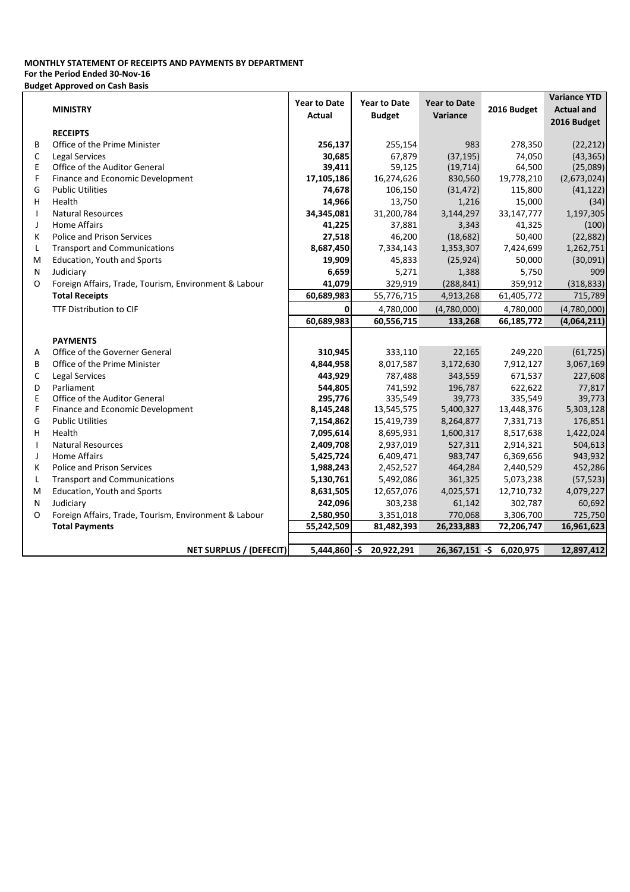**MONTHLY STATEMENT OF RECEIPTS AND PAYMENTS BY DEPARTMENT**
**For the Period Ended 30-Nov-16**
**Budget Approved on Cash Basis**

| | MINISTRY | Year to Date Actual | Year to Date Budget | Year to Date Variance | 2016 Budget | Variance YTD Actual and 2016 Budget |
|---|---|---|---|---|---|---|
| | **RECEIPTS** | | | | | |
| B | Office of the Prime Minister | **256,137** | 255,154 | 983 | 278,350 | (22,212) |
| C | Legal Services | **30,685** | 67,879 | (37,195) | 74,050 | (43,365) |
| E | Office of the Auditor General | **39,411** | 59,125 | (19,714) | 64,500 | (25,089) |
| F | Finance and Economic Development | **17,105,186** | 16,274,626 | 830,560 | 19,778,210 | (2,673,024) |
| G | Public Utilities | **74,678** | 106,150 | (31,472) | 115,800 | (41,122) |
| H | Health | **14,966** | 13,750 | 1,216 | 15,000 | (34) |
| I | Natural Resources | **34,345,081** | 31,200,784 | 3,144,297 | 33,147,777 | 1,197,305 |
| J | Home Affairs | **41,225** | 37,881 | 3,343 | 41,325 | (100) |
| K | Police and Prison Services | **27,518** | 46,200 | (18,682) | 50,400 | (22,882) |
| L | Transport and Communications | **8,687,450** | 7,334,143 | 1,353,307 | 7,424,699 | 1,262,751 |
| M | Education, Youth and Sports | **19,909** | 45,833 | (25,924) | 50,000 | (30,091) |
| N | Judiciary | **6,659** | 5,271 | 1,388 | 5,750 | 909 |
| O | Foreign Affairs, Trade, Tourism, Environment & Labour | **41,079** | 329,919 | (288,841) | 359,912 | (318,833) |
| | **Total Receipts** | **60,689,983** | 55,776,715 | 4,913,268 | 61,405,772 | 715,789 |
| | TTF Distribution to CIF | **0** | 4,780,000 | (4,780,000) | 4,780,000 | (4,780,000) |
| | | **60,689,983** | **60,556,715** | **133,268** | **66,185,772** | **(4,064,211)** |
| | **PAYMENTS** | | | | | |
| A | Office of the Governer General | **310,945** | 333,110 | 22,165 | 249,220 | (61,725) |
| B | Office of the Prime Minister | **4,844,958** | 8,017,587 | 3,172,630 | 7,912,127 | 3,067,169 |
| C | Legal Services | **443,929** | 787,488 | 343,559 | 671,537 | 227,608 |
| D | Parliament | **544,805** | 741,592 | 196,787 | 622,622 | 77,817 |
| E | Office of the Auditor General | **295,776** | 335,549 | 39,773 | 335,549 | 39,773 |
| F | Finance and Economic Development | **8,145,248** | 13,545,575 | 5,400,327 | 13,448,376 | 5,303,128 |
| G | Public Utilities | **7,154,862** | 15,419,739 | 8,264,877 | 7,331,713 | 176,851 |
| H | Health | **7,095,614** | 8,695,931 | 1,600,317 | 8,517,638 | 1,422,024 |
| I | Natural Resources | **2,409,708** | 2,937,019 | 527,311 | 2,914,321 | 504,613 |
| J | Home Affairs | **5,425,724** | 6,409,471 | 983,747 | 6,369,656 | 943,932 |
| K | Police and Prison Services | **1,988,243** | 2,452,527 | 464,284 | 2,440,529 | 452,286 |
| L | Transport and Communications | **5,130,761** | 5,492,086 | 361,325 | 5,073,238 | (57,523) |
| M | Education, Youth and Sports | **8,631,505** | 12,657,076 | 4,025,571 | 12,710,732 | 4,079,227 |
| N | Judiciary | **242,096** | 303,238 | 61,142 | 302,787 | 60,692 |
| O | Foreign Affairs, Trade, Tourism, Environment & Labour | **2,580,950** | 3,351,018 | 770,068 | 3,306,700 | 725,750 |
| | **Total Payments** | **55,242,509** | **81,482,393** | **26,233,883** | **72,206,747** | **16,961,623** |
| | **NET SURPLUS / (DEFECIT)** | **5,444,860** | **-$ 20,922,291** | **26,367,151** | **-$ 6,020,975** | **12,897,412** |